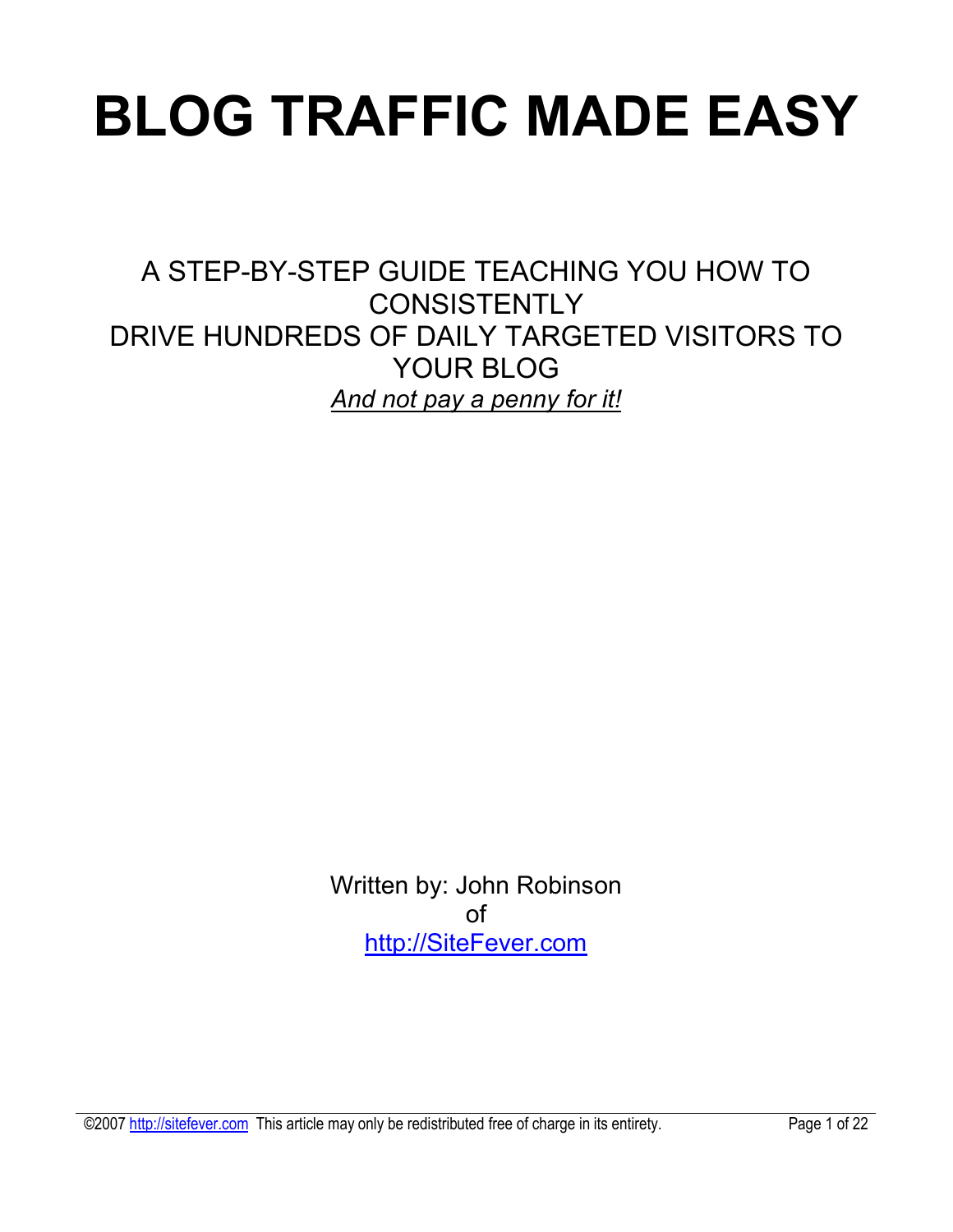# BLOG TRAFFIC MADE EASY

A STEP-BY-STEP GUIDE TEACHING YOU HOW TO CONSISTENTLY DRIVE HUNDREDS OF DAILY TARGETED VISITORS TO YOUR BLOG

*And not pay a penny for it!*

Written by: John Robinson
of
http://SiteFever.com

©2007 http://sitefever.com This article may only be redistributed free of charge in its entirety.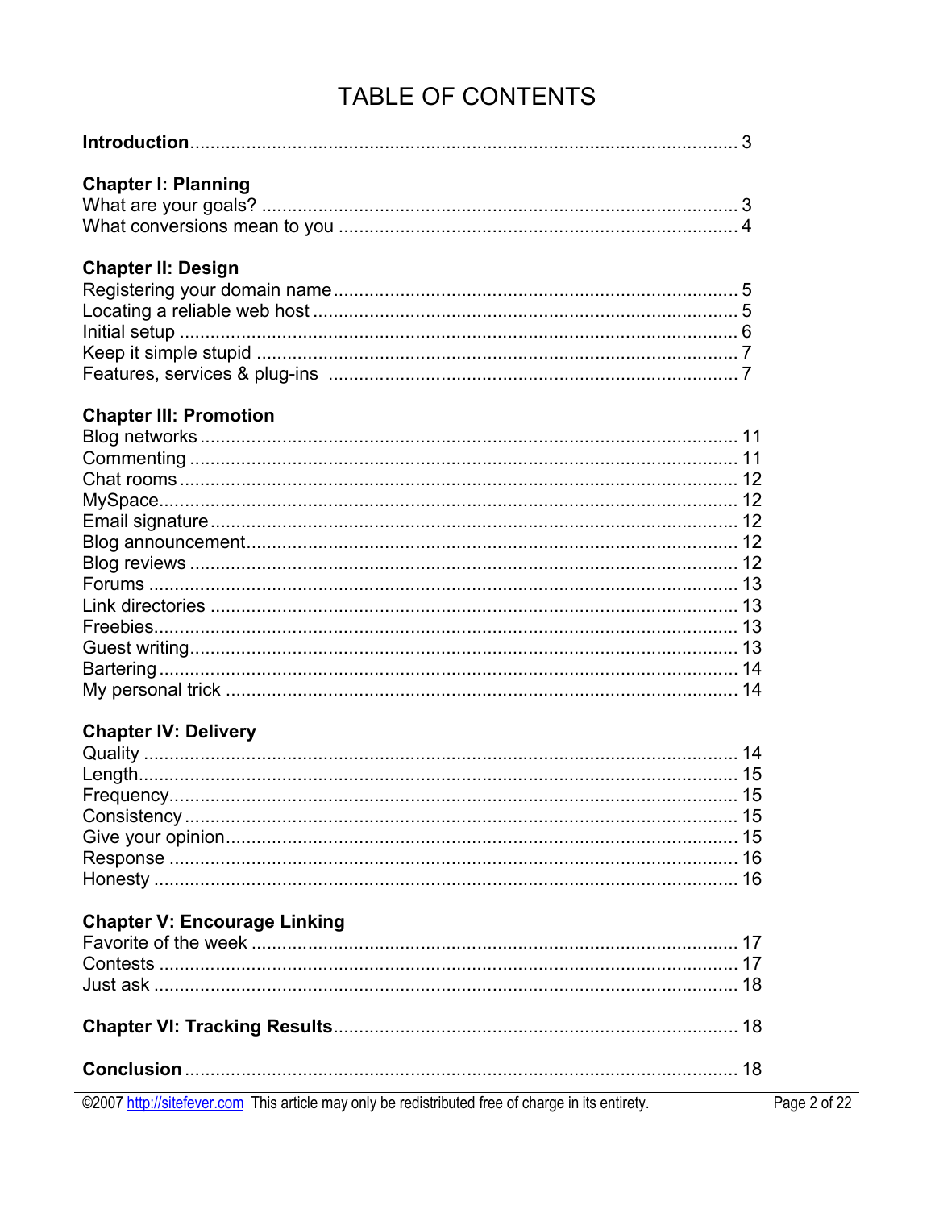# TABLE OF CONTENTS

**Introduction** ........................................................................................................ 3

**Chapter I: Planning**

What are your goals? ........................................................................................ 3
What conversions mean to you ........................................................................ 4

**Chapter II: Design**

Registering your domain name .......................................................................... 5
Locating a reliable web host .............................................................................. 5
Initial setup ........................................................................................................ 6
Keep it simple stupid ......................................................................................... 7
Features, services & plug-ins .......................................................................... 7

**Chapter III: Promotion**

Blog networks ................................................................................................... 11
Commenting ..................................................................................................... 11
Chat rooms ....................................................................................................... 12
MySpace ........................................................................................................... 12
Email signature ................................................................................................. 12
Blog announcement .......................................................................................... 12
Blog reviews ..................................................................................................... 12
Forums ............................................................................................................. 13
Link directories ................................................................................................. 13
Freebies ............................................................................................................ 13
Guest writing ..................................................................................................... 13
Bartering ........................................................................................................... 14
My personal trick .............................................................................................. 14

**Chapter IV: Delivery**

Quality .............................................................................................................. 14
Length ............................................................................................................... 15
Frequency ......................................................................................................... 15
Consistency ...................................................................................................... 15
Give your opinion .............................................................................................. 15
Response .......................................................................................................... 16
Honesty ............................................................................................................. 16

**Chapter V: Encourage Linking**

Favorite of the week .......................................................................................... 17
Contests ............................................................................................................ 17
Just ask ............................................................................................................. 18

**Chapter VI: Tracking Results** ............................................................................ 18

**Conclusion** ......................................................................................................... 18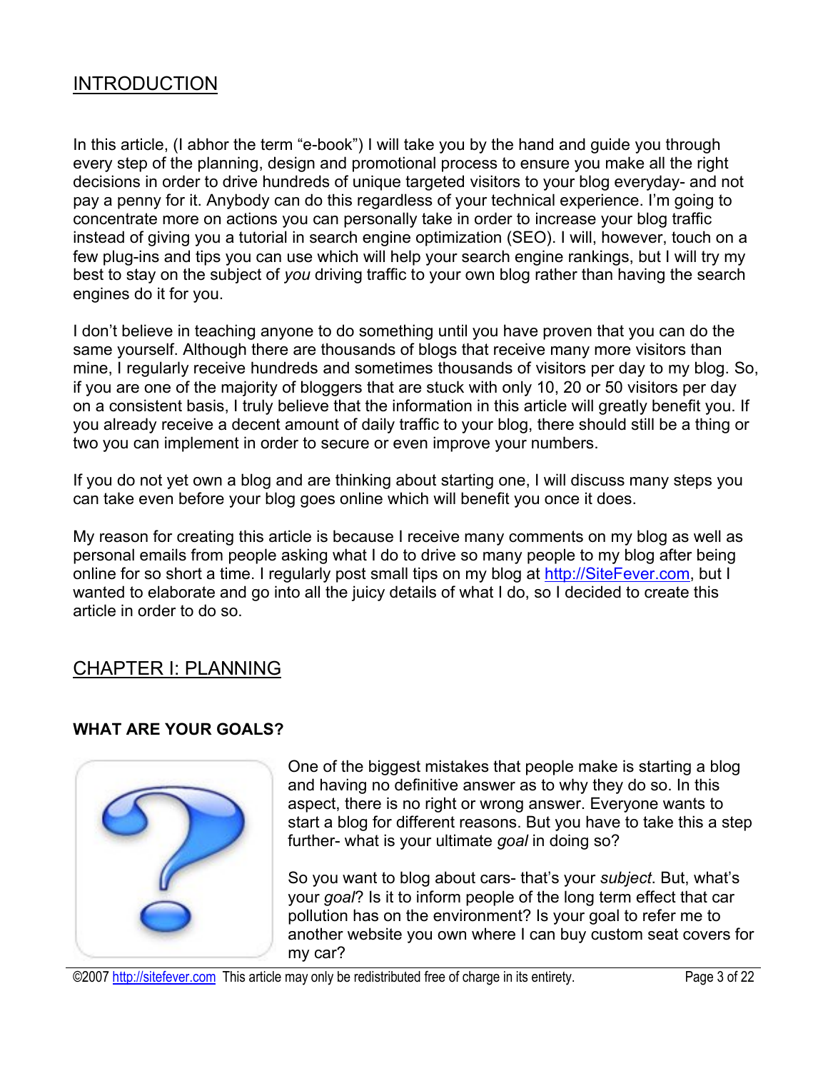## INTRODUCTION

In this article, (I abhor the term "e-book") I will take you by the hand and guide you through every step of the planning, design and promotional process to ensure you make all the right decisions in order to drive hundreds of unique targeted visitors to your blog everyday- and not pay a penny for it. Anybody can do this regardless of your technical experience. I'm going to concentrate more on actions you can personally take in order to increase your blog traffic instead of giving you a tutorial in search engine optimization (SEO). I will, however, touch on a few plug-ins and tips you can use which will help your search engine rankings, but I will try my best to stay on the subject of *you* driving traffic to your own blog rather than having the search engines do it for you.

I don't believe in teaching anyone to do something until you have proven that you can do the same yourself. Although there are thousands of blogs that receive many more visitors than mine, I regularly receive hundreds and sometimes thousands of visitors per day to my blog. So, if you are one of the majority of bloggers that are stuck with only 10, 20 or 50 visitors per day on a consistent basis, I truly believe that the information in this article will greatly benefit you. If you already receive a decent amount of daily traffic to your blog, there should still be a thing or two you can implement in order to secure or even improve your numbers.

If you do not yet own a blog and are thinking about starting one, I will discuss many steps you can take even before your blog goes online which will benefit you once it does.

My reason for creating this article is because I receive many comments on my blog as well as personal emails from people asking what I do to drive so many people to my blog after being online for so short a time. I regularly post small tips on my blog at http://SiteFever.com, but I wanted to elaborate and go into all the juicy details of what I do, so I decided to create this article in order to do so.

## CHAPTER I: PLANNING

### WHAT ARE YOUR GOALS?

One of the biggest mistakes that people make is starting a blog and having no definitive answer as to why they do so. In this aspect, there is no right or wrong answer. Everyone wants to start a blog for different reasons. But you have to take this a step further- what is your ultimate *goal* in doing so?

So you want to blog about cars- that's your *subject*. But, what's your *goal*? Is it to inform people of the long term effect that car pollution has on the environment? Is your goal to refer me to another website you own where I can buy custom seat covers for my car?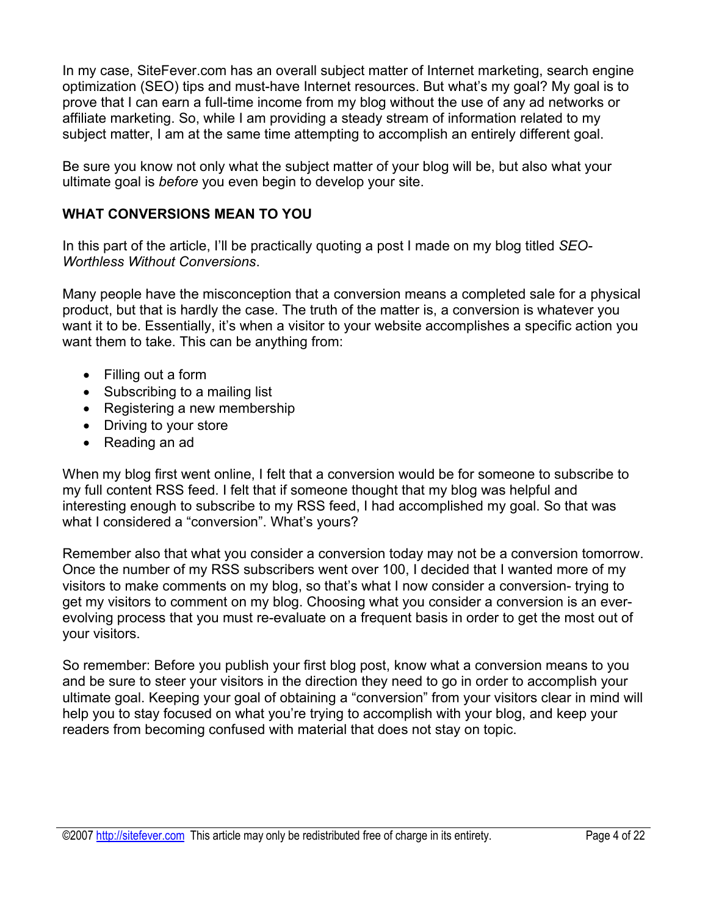In my case, SiteFever.com has an overall subject matter of Internet marketing, search engine optimization (SEO) tips and must-have Internet resources. But what's my goal? My goal is to prove that I can earn a full-time income from my blog without the use of any ad networks or affiliate marketing. So, while I am providing a steady stream of information related to my subject matter, I am at the same time attempting to accomplish an entirely different goal.

Be sure you know not only what the subject matter of your blog will be, but also what your ultimate goal is *before* you even begin to develop your site.

**WHAT CONVERSIONS MEAN TO YOU**

In this part of the article, I'll be practically quoting a post I made on my blog titled *SEO- Worthless Without Conversions*.

Many people have the misconception that a conversion means a completed sale for a physical product, but that is hardly the case. The truth of the matter is, a conversion is whatever you want it to be. Essentially, it's when a visitor to your website accomplishes a specific action you want them to take. This can be anything from:

- Filling out a form
- Subscribing to a mailing list
- Registering a new membership
- Driving to your store
- Reading an ad

When my blog first went online, I felt that a conversion would be for someone to subscribe to my full content RSS feed. I felt that if someone thought that my blog was helpful and interesting enough to subscribe to my RSS feed, I had accomplished my goal. So that was what I considered a "conversion". What's yours?

Remember also that what you consider a conversion today may not be a conversion tomorrow. Once the number of my RSS subscribers went over 100, I decided that I wanted more of my visitors to make comments on my blog, so that's what I now consider a conversion- trying to get my visitors to comment on my blog. Choosing what you consider a conversion is an ever-evolving process that you must re-evaluate on a frequent basis in order to get the most out of your visitors.

So remember: Before you publish your first blog post, know what a conversion means to you and be sure to steer your visitors in the direction they need to go in order to accomplish your ultimate goal. Keeping your goal of obtaining a "conversion" from your visitors clear in mind will help you to stay focused on what you're trying to accomplish with your blog, and keep your readers from becoming confused with material that does not stay on topic.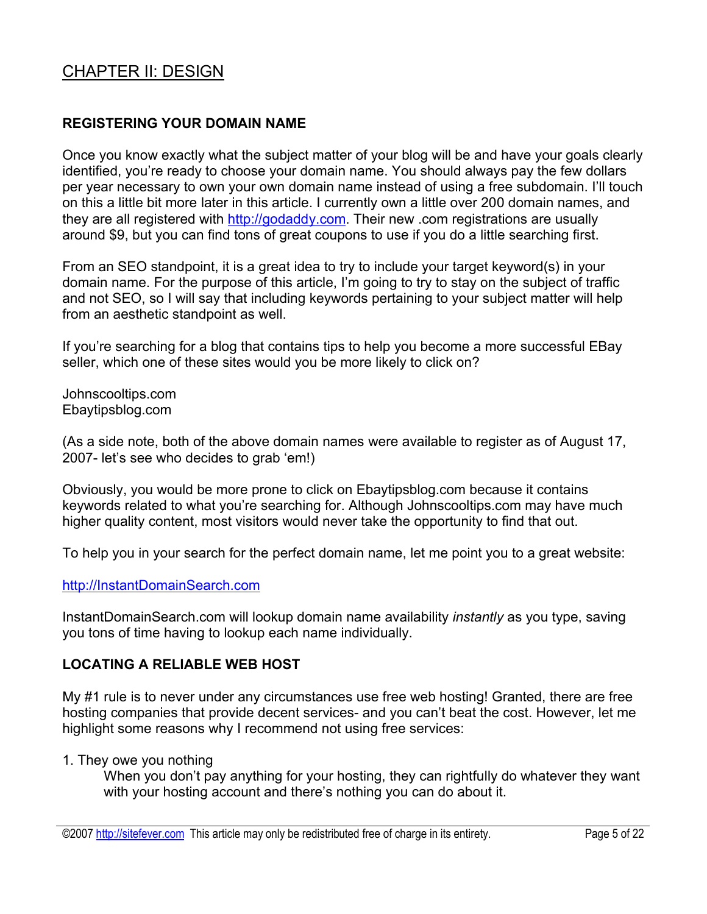## CHAPTER II: DESIGN

### REGISTERING YOUR DOMAIN NAME

Once you know exactly what the subject matter of your blog will be and have your goals clearly identified, you're ready to choose your domain name. You should always pay the few dollars per year necessary to own your own domain name instead of using a free subdomain. I'll touch on this a little bit more later in this article. I currently own a little over 200 domain names, and they are all registered with http://godaddy.com. Their new .com registrations are usually around $9, but you can find tons of great coupons to use if you do a little searching first.

From an SEO standpoint, it is a great idea to try to include your target keyword(s) in your domain name. For the purpose of this article, I'm going to try to stay on the subject of traffic and not SEO, so I will say that including keywords pertaining to your subject matter will help from an aesthetic standpoint as well.

If you're searching for a blog that contains tips to help you become a more successful EBay seller, which one of these sites would you be more likely to click on?

Johnscooltips.com
Ebaytipsblog.com

(As a side note, both of the above domain names were available to register as of August 17, 2007- let's see who decides to grab 'em!)

Obviously, you would be more prone to click on Ebaytipsblog.com because it contains keywords related to what you're searching for. Although Johnscooltips.com may have much higher quality content, most visitors would never take the opportunity to find that out.

To help you in your search for the perfect domain name, let me point you to a great website:

http://InstantDomainSearch.com

InstantDomainSearch.com will lookup domain name availability *instantly* as you type, saving you tons of time having to lookup each name individually.

### LOCATING A RELIABLE WEB HOST

My #1 rule is to never under any circumstances use free web hosting! Granted, there are free hosting companies that provide decent services- and you can't beat the cost. However, let me highlight some reasons why I recommend not using free services:

1. They owe you nothing
   When you don't pay anything for your hosting, they can rightfully do whatever they want with your hosting account and there's nothing you can do about it.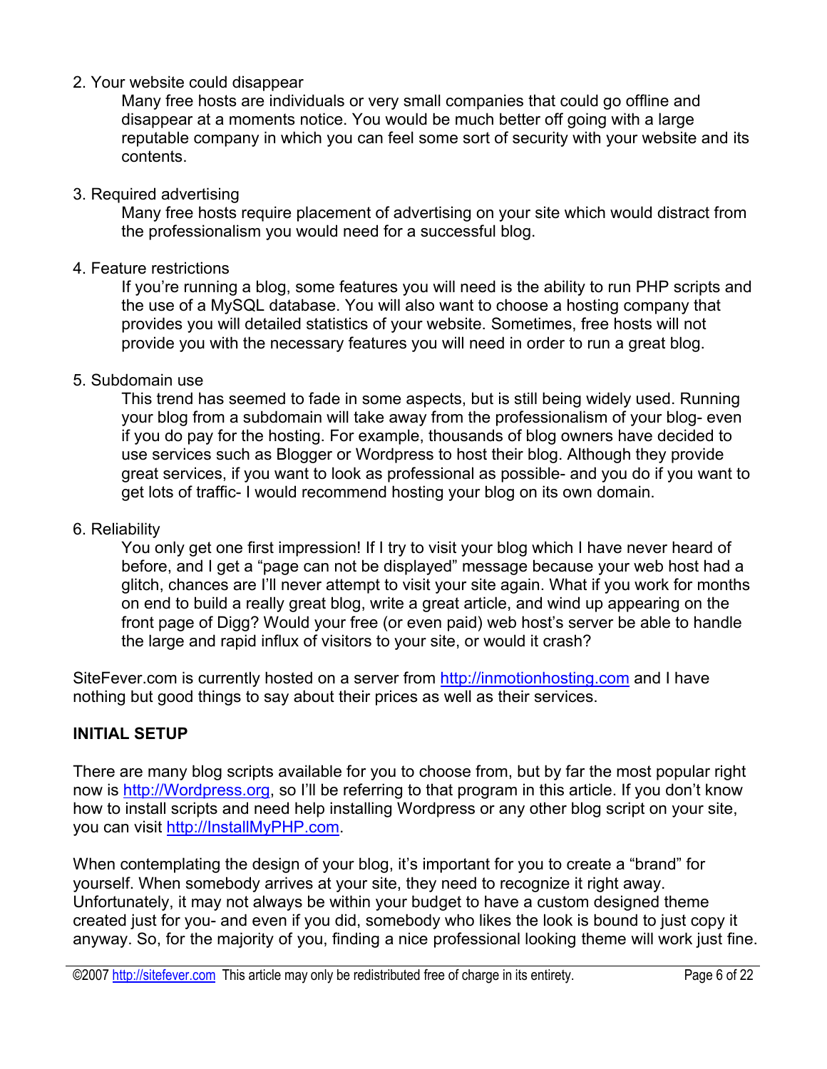2. Your website could disappear

   Many free hosts are individuals or very small companies that could go offline and disappear at a moments notice. You would be much better off going with a large reputable company in which you can feel some sort of security with your website and its contents.

3. Required advertising

   Many free hosts require placement of advertising on your site which would distract from the professionalism you would need for a successful blog.

4. Feature restrictions

   If you're running a blog, some features you will need is the ability to run PHP scripts and the use of a MySQL database. You will also want to choose a hosting company that provides you will detailed statistics of your website. Sometimes, free hosts will not provide you with the necessary features you will need in order to run a great blog.

5. Subdomain use

   This trend has seemed to fade in some aspects, but is still being widely used. Running your blog from a subdomain will take away from the professionalism of your blog- even if you do pay for the hosting. For example, thousands of blog owners have decided to use services such as Blogger or Wordpress to host their blog. Although they provide great services, if you want to look as professional as possible- and you do if you want to get lots of traffic- I would recommend hosting your blog on its own domain.

6. Reliability

   You only get one first impression! If I try to visit your blog which I have never heard of before, and I get a "page can not be displayed" message because your web host had a glitch, chances are I'll never attempt to visit your site again. What if you work for months on end to build a really great blog, write a great article, and wind up appearing on the front page of Digg? Would your free (or even paid) web host's server be able to handle the large and rapid influx of visitors to your site, or would it crash?

SiteFever.com is currently hosted on a server from http://inmotionhosting.com and I have nothing but good things to say about their prices as well as their services.

**INITIAL SETUP**

There are many blog scripts available for you to choose from, but by far the most popular right now is http://Wordpress.org, so I'll be referring to that program in this article. If you don't know how to install scripts and need help installing Wordpress or any other blog script on your site, you can visit http://InstallMyPHP.com.

When contemplating the design of your blog, it's important for you to create a "brand" for yourself. When somebody arrives at your site, they need to recognize it right away. Unfortunately, it may not always be within your budget to have a custom designed theme created just for you- and even if you did, somebody who likes the look is bound to just copy it anyway. So, for the majority of you, finding a nice professional looking theme will work just fine.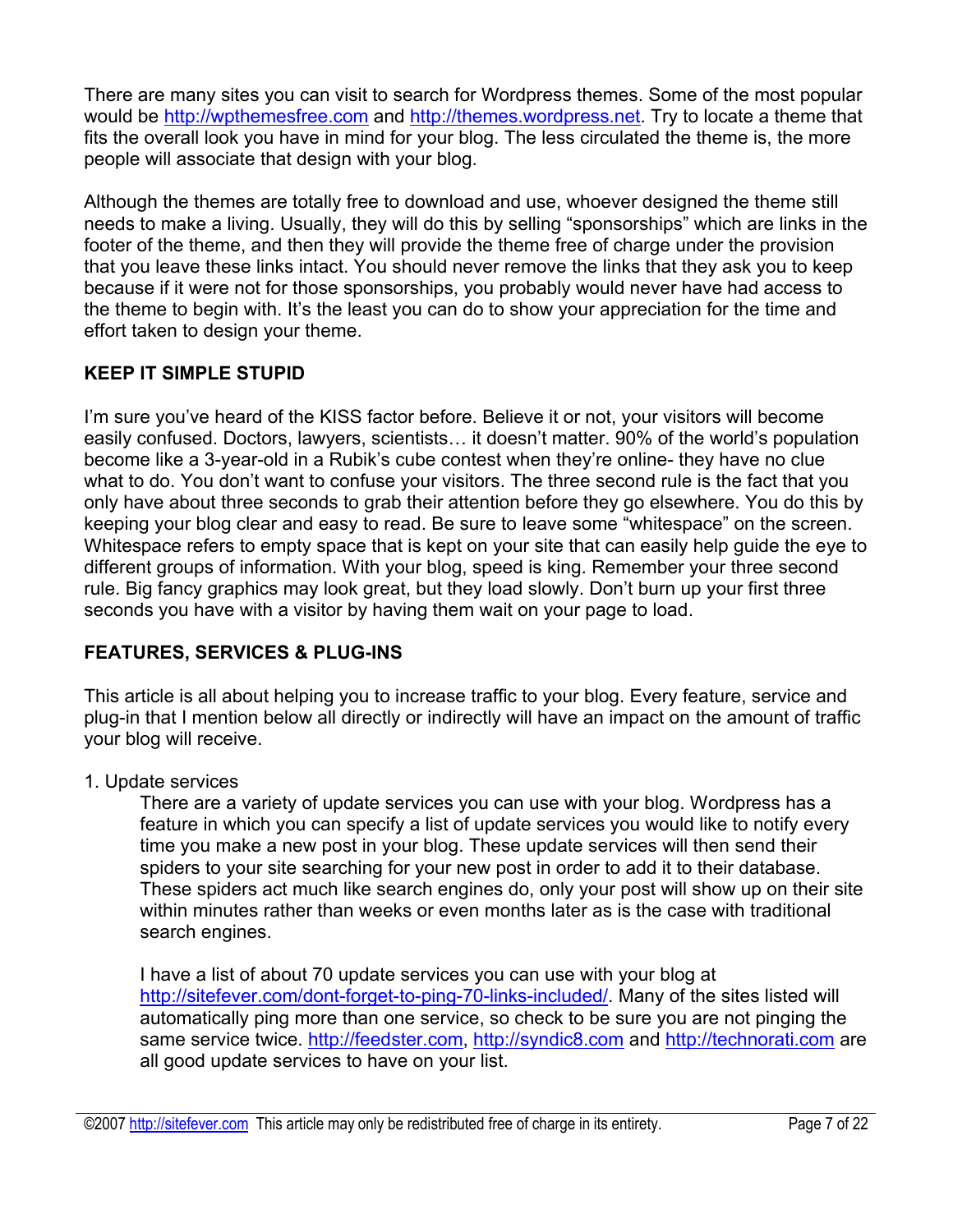There are many sites you can visit to search for Wordpress themes. Some of the most popular would be http://wpthemesfree.com and http://themes.wordpress.net. Try to locate a theme that fits the overall look you have in mind for your blog. The less circulated the theme is, the more people will associate that design with your blog.

Although the themes are totally free to download and use, whoever designed the theme still needs to make a living. Usually, they will do this by selling "sponsorships" which are links in the footer of the theme, and then they will provide the theme free of charge under the provision that you leave these links intact. You should never remove the links that they ask you to keep because if it were not for those sponsorships, you probably would never have had access to the theme to begin with. It's the least you can do to show your appreciation for the time and effort taken to design your theme.

**KEEP IT SIMPLE STUPID**

I'm sure you've heard of the KISS factor before. Believe it or not, your visitors will become easily confused. Doctors, lawyers, scientists… it doesn't matter. 90% of the world's population become like a 3-year-old in a Rubik's cube contest when they're online- they have no clue what to do. You don't want to confuse your visitors. The three second rule is the fact that you only have about three seconds to grab their attention before they go elsewhere. You do this by keeping your blog clear and easy to read. Be sure to leave some "whitespace" on the screen. Whitespace refers to empty space that is kept on your site that can easily help guide the eye to different groups of information. With your blog, speed is king. Remember your three second rule. Big fancy graphics may look great, but they load slowly. Don't burn up your first three seconds you have with a visitor by having them wait on your page to load.

**FEATURES, SERVICES & PLUG-INS**

This article is all about helping you to increase traffic to your blog. Every feature, service and plug-in that I mention below all directly or indirectly will have an impact on the amount of traffic your blog will receive.

1. Update services

   There are a variety of update services you can use with your blog. Wordpress has a feature in which you can specify a list of update services you would like to notify every time you make a new post in your blog. These update services will then send their spiders to your site searching for your new post in order to add it to their database. These spiders act much like search engines do, only your post will show up on their site within minutes rather than weeks or even months later as is the case with traditional search engines.

   I have a list of about 70 update services you can use with your blog at http://sitefever.com/dont-forget-to-ping-70-links-included/. Many of the sites listed will automatically ping more than one service, so check to be sure you are not pinging the same service twice. http://feedster.com, http://syndic8.com and http://technorati.com are all good update services to have on your list.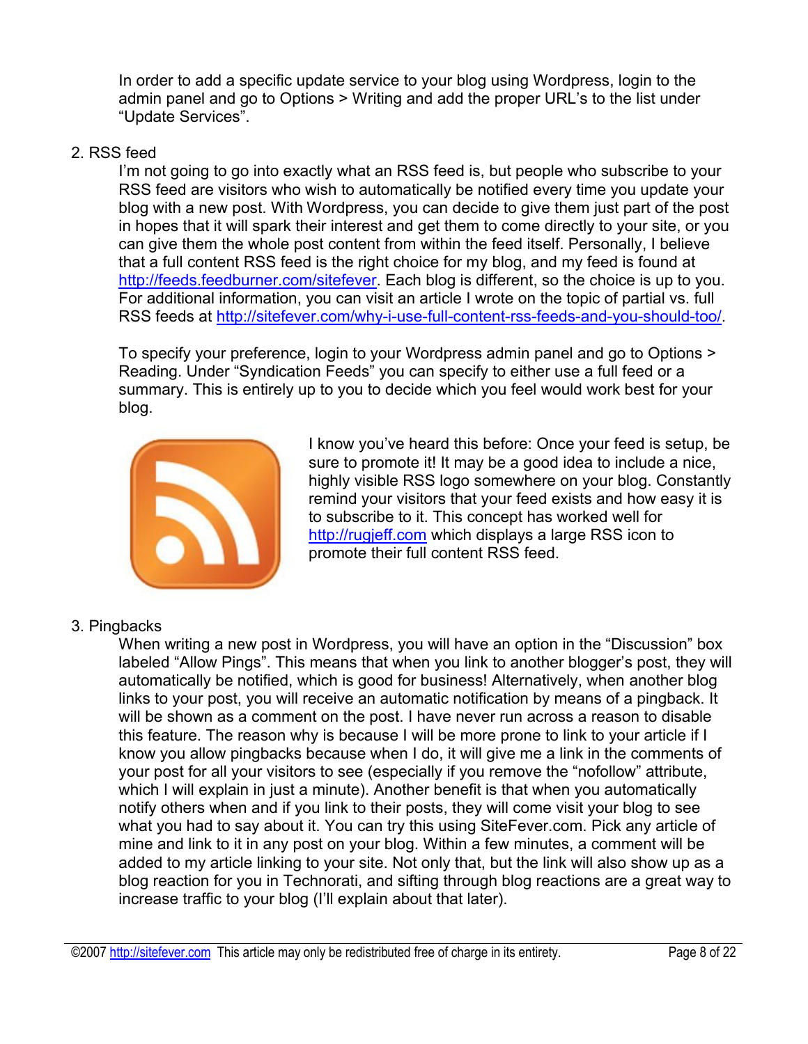In order to add a specific update service to your blog using Wordpress, login to the admin panel and go to Options > Writing and add the proper URL's to the list under "Update Services".

2. RSS feed

   I'm not going to go into exactly what an RSS feed is, but people who subscribe to your RSS feed are visitors who wish to automatically be notified every time you update your blog with a new post. With Wordpress, you can decide to give them just part of the post in hopes that it will spark their interest and get them to come directly to your site, or you can give them the whole post content from within the feed itself. Personally, I believe that a full content RSS feed is the right choice for my blog, and my feed is found at http://feeds.feedburner.com/sitefever. Each blog is different, so the choice is up to you. For additional information, you can visit an article I wrote on the topic of partial vs. full RSS feeds at http://sitefever.com/why-i-use-full-content-rss-feeds-and-you-should-too/.

   To specify your preference, login to your Wordpress admin panel and go to Options > Reading. Under "Syndication Feeds" you can specify to either use a full feed or a summary. This is entirely up to you to decide which you feel would work best for your blog.

   I know you've heard this before: Once your feed is setup, be sure to promote it! It may be a good idea to include a nice, highly visible RSS logo somewhere on your blog. Constantly remind your visitors that your feed exists and how easy it is to subscribe to it. This concept has worked well for http://rugjeff.com which displays a large RSS icon to promote their full content RSS feed.

3. Pingbacks

   When writing a new post in Wordpress, you will have an option in the "Discussion" box labeled "Allow Pings". This means that when you link to another blogger's post, they will automatically be notified, which is good for business! Alternatively, when another blog links to your post, you will receive an automatic notification by means of a pingback. It will be shown as a comment on the post. I have never run across a reason to disable this feature. The reason why is because I will be more prone to link to your article if I know you allow pingbacks because when I do, it will give me a link in the comments of your post for all your visitors to see (especially if you remove the "nofollow" attribute, which I will explain in just a minute). Another benefit is that when you automatically notify others when and if you link to their posts, they will come visit your blog to see what you had to say about it. You can try this using SiteFever.com. Pick any article of mine and link to it in any post on your blog. Within a few minutes, a comment will be added to my article linking to your site. Not only that, but the link will also show up as a blog reaction for you in Technorati, and sifting through blog reactions are a great way to increase traffic to your blog (I'll explain about that later).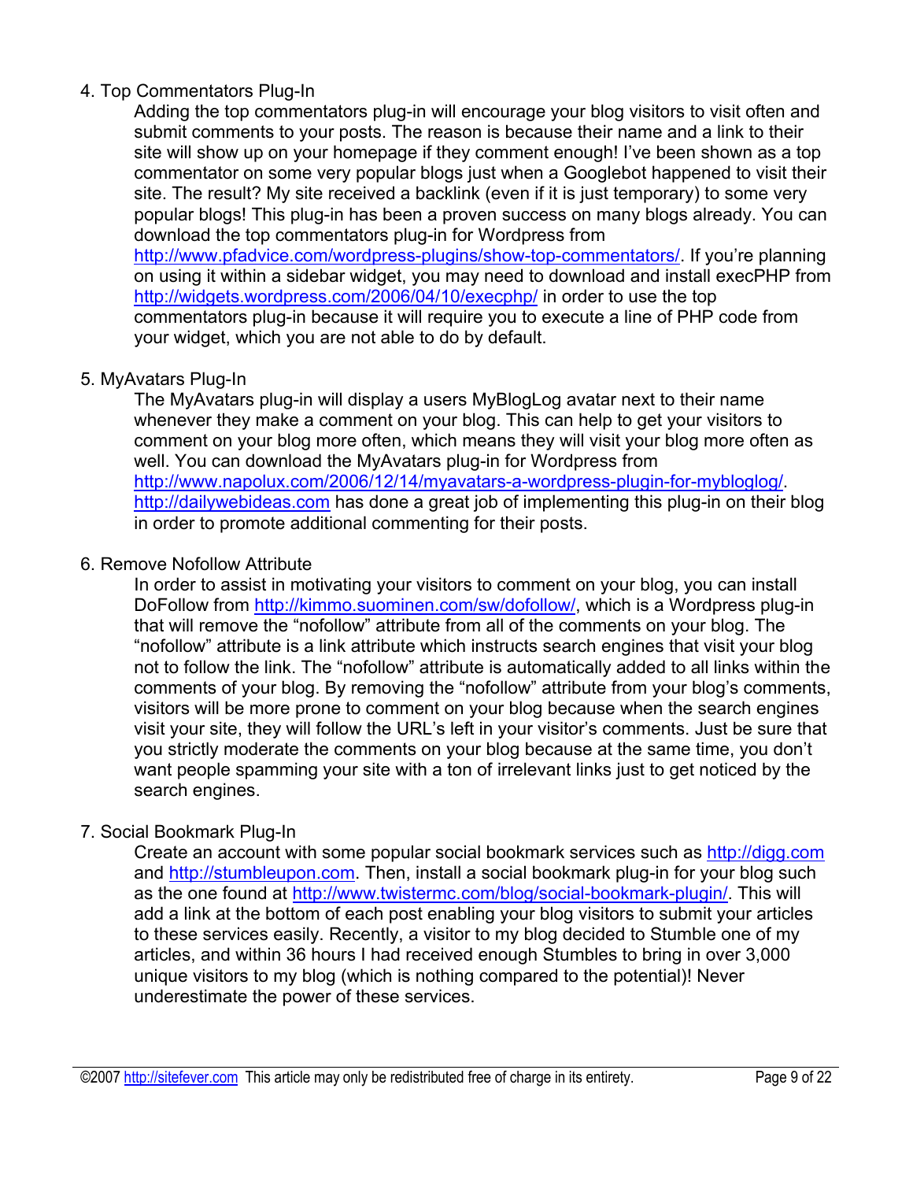4. Top Commentators Plug-In

    Adding the top commentators plug-in will encourage your blog visitors to visit often and submit comments to your posts. The reason is because their name and a link to their site will show up on your homepage if they comment enough! I've been shown as a top commentator on some very popular blogs just when a Googlebot happened to visit their site. The result? My site received a backlink (even if it is just temporary) to some very popular blogs! This plug-in has been a proven success on many blogs already. You can download the top commentators plug-in for Wordpress from http://www.pfadvice.com/wordpress-plugins/show-top-commentators/. If you're planning on using it within a sidebar widget, you may need to download and install execPHP from http://widgets.wordpress.com/2006/04/10/execphp/ in order to use the top commentators plug-in because it will require you to execute a line of PHP code from your widget, which you are not able to do by default.

5. MyAvatars Plug-In

    The MyAvatars plug-in will display a users MyBlogLog avatar next to their name whenever they make a comment on your blog. This can help to get your visitors to comment on your blog more often, which means they will visit your blog more often as well. You can download the MyAvatars plug-in for Wordpress from http://www.napolux.com/2006/12/14/myavatars-a-wordpress-plugin-for-mybloglog/. http://dailywebideas.com has done a great job of implementing this plug-in on their blog in order to promote additional commenting for their posts.

6. Remove Nofollow Attribute

    In order to assist in motivating your visitors to comment on your blog, you can install DoFollow from http://kimmo.suominen.com/sw/dofollow/, which is a Wordpress plug-in that will remove the "nofollow" attribute from all of the comments on your blog. The "nofollow" attribute is a link attribute which instructs search engines that visit your blog not to follow the link. The "nofollow" attribute is automatically added to all links within the comments of your blog. By removing the "nofollow" attribute from your blog's comments, visitors will be more prone to comment on your blog because when the search engines visit your site, they will follow the URL's left in your visitor's comments. Just be sure that you strictly moderate the comments on your blog because at the same time, you don't want people spamming your site with a ton of irrelevant links just to get noticed by the search engines.

7. Social Bookmark Plug-In

    Create an account with some popular social bookmark services such as http://digg.com and http://stumbleupon.com. Then, install a social bookmark plug-in for your blog such as the one found at http://www.twistermc.com/blog/social-bookmark-plugin/. This will add a link at the bottom of each post enabling your blog visitors to submit your articles to these services easily. Recently, a visitor to my blog decided to Stumble one of my articles, and within 36 hours I had received enough Stumbles to bring in over 3,000 unique visitors to my blog (which is nothing compared to the potential)! Never underestimate the power of these services.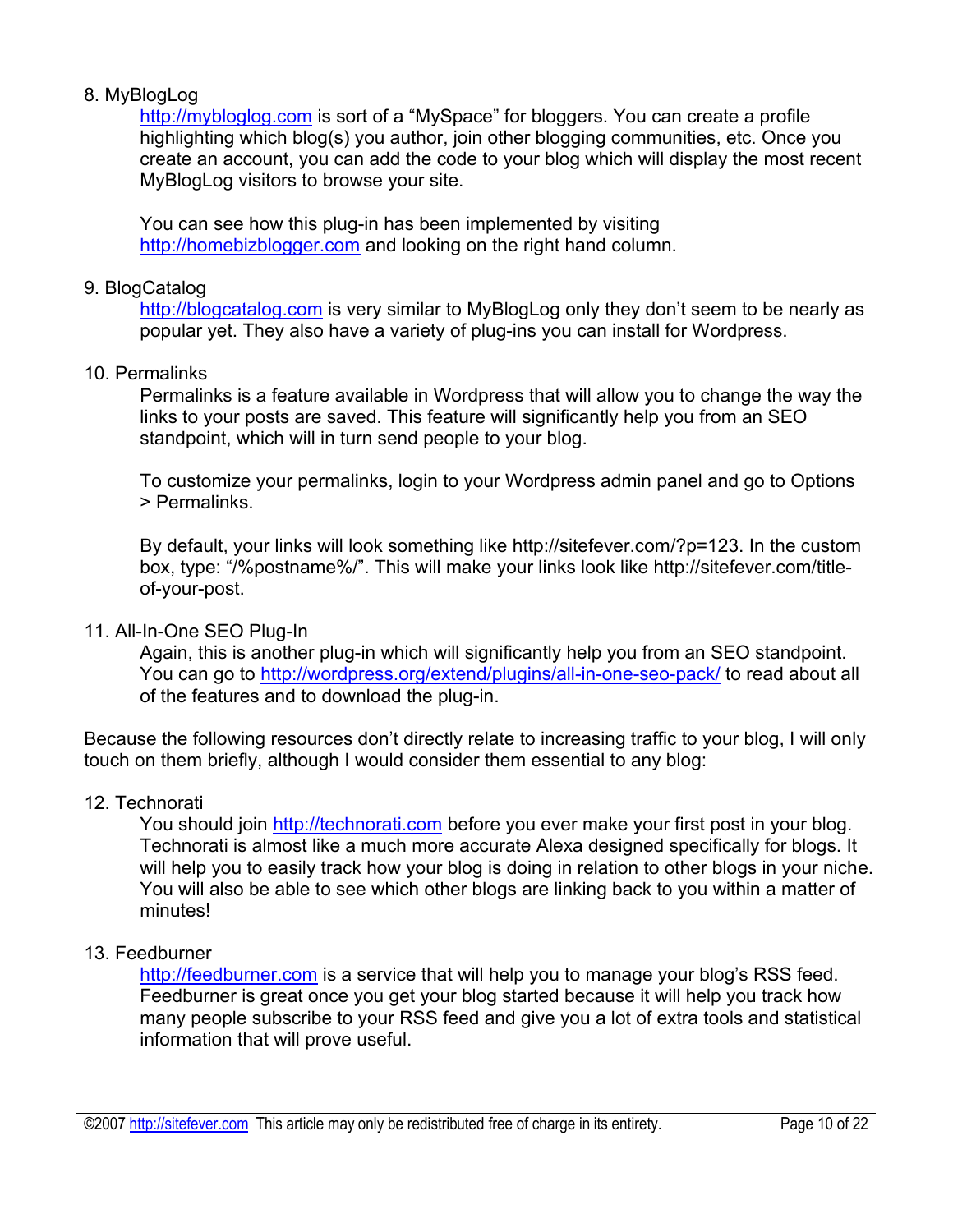8. MyBlogLog

   http://mybloglog.com is sort of a "MySpace" for bloggers. You can create a profile highlighting which blog(s) you author, join other blogging communities, etc. Once you create an account, you can add the code to your blog which will display the most recent MyBlogLog visitors to browse your site.

   You can see how this plug-in has been implemented by visiting http://homebizblogger.com and looking on the right hand column.

9. BlogCatalog

   http://blogcatalog.com is very similar to MyBlogLog only they don't seem to be nearly as popular yet. They also have a variety of plug-ins you can install for Wordpress.

10. Permalinks

    Permalinks is a feature available in Wordpress that will allow you to change the way the links to your posts are saved. This feature will significantly help you from an SEO standpoint, which will in turn send people to your blog.

    To customize your permalinks, login to your Wordpress admin panel and go to Options > Permalinks.

    By default, your links will look something like http://sitefever.com/?p=123. In the custom box, type: "/%postname%/". This will make your links look like http://sitefever.com/title-of-your-post.

11. All-In-One SEO Plug-In

    Again, this is another plug-in which will significantly help you from an SEO standpoint. You can go to http://wordpress.org/extend/plugins/all-in-one-seo-pack/ to read about all of the features and to download the plug-in.

Because the following resources don't directly relate to increasing traffic to your blog, I will only touch on them briefly, although I would consider them essential to any blog:

12. Technorati

    You should join http://technorati.com before you ever make your first post in your blog. Technorati is almost like a much more accurate Alexa designed specifically for blogs. It will help you to easily track how your blog is doing in relation to other blogs in your niche. You will also be able to see which other blogs are linking back to you within a matter of minutes!

13. Feedburner

    http://feedburner.com is a service that will help you to manage your blog's RSS feed. Feedburner is great once you get your blog started because it will help you track how many people subscribe to your RSS feed and give you a lot of extra tools and statistical information that will prove useful.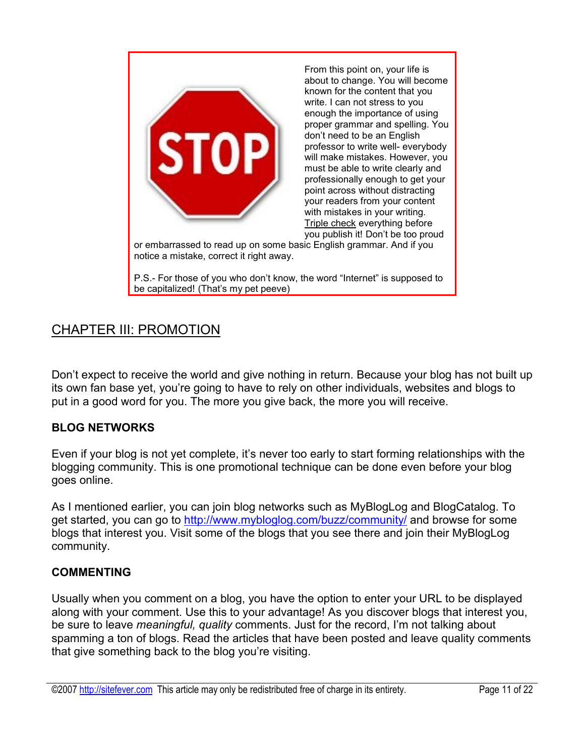From this point on, your life is about to change. You will become known for the content that you write. I can not stress to you enough the importance of using proper grammar and spelling. You don't need to be an English professor to write well- everybody will make mistakes. However, you must be able to write clearly and professionally enough to get your point across without distracting your readers from your content with mistakes in your writing. Triple check everything before you publish it! Don't be too proud or embarrassed to read up on some basic English grammar. And if you notice a mistake, correct it right away.

P.S.- For those of you who don't know, the word "Internet" is supposed to be capitalized! (That's my pet peeve)

## CHAPTER III: PROMOTION

Don't expect to receive the world and give nothing in return. Because your blog has not built up its own fan base yet, you're going to have to rely on other individuals, websites and blogs to put in a good word for you. The more you give back, the more you will receive.

### BLOG NETWORKS

Even if your blog is not yet complete, it's never too early to start forming relationships with the blogging community. This is one promotional technique can be done even before your blog goes online.

As I mentioned earlier, you can join blog networks such as MyBlogLog and BlogCatalog. To get started, you can go to http://www.mybloglog.com/buzz/community/ and browse for some blogs that interest you. Visit some of the blogs that you see there and join their MyBlogLog community.

### COMMENTING

Usually when you comment on a blog, you have the option to enter your URL to be displayed along with your comment. Use this to your advantage! As you discover blogs that interest you, be sure to leave *meaningful, quality* comments. Just for the record, I'm not talking about spamming a ton of blogs. Read the articles that have been posted and leave quality comments that give something back to the blog you're visiting.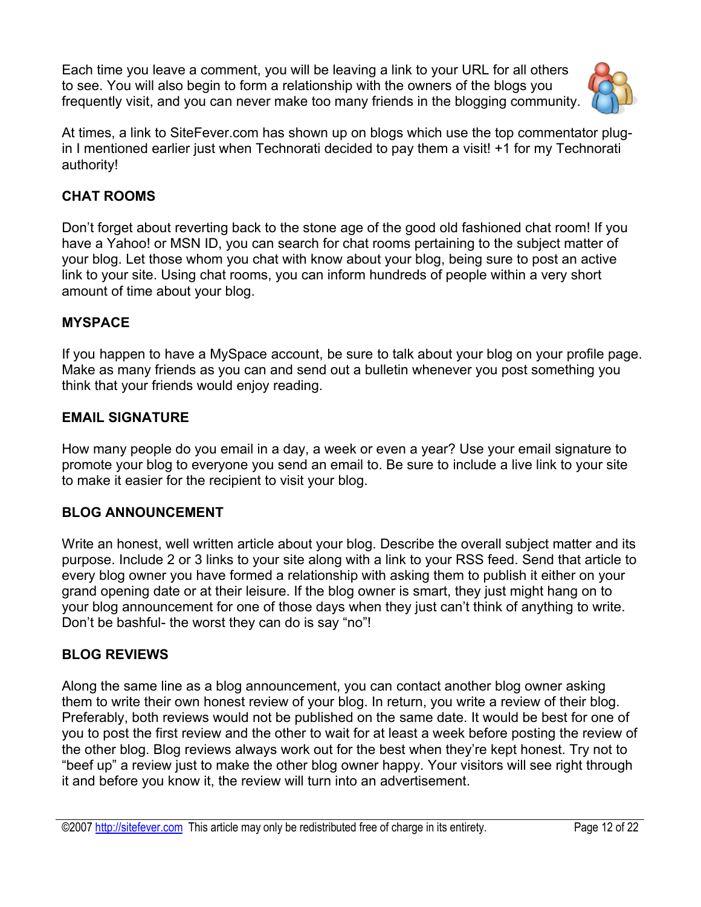Each time you leave a comment, you will be leaving a link to your URL for all others to see. You will also begin to form a relationship with the owners of the blogs you frequently visit, and you can never make too many friends in the blogging community.

At times, a link to SiteFever.com has shown up on blogs which use the top commentator plug-in I mentioned earlier just when Technorati decided to pay them a visit! +1 for my Technorati authority!

**CHAT ROOMS**

Don't forget about reverting back to the stone age of the good old fashioned chat room! If you have a Yahoo! or MSN ID, you can search for chat rooms pertaining to the subject matter of your blog. Let those whom you chat with know about your blog, being sure to post an active link to your site. Using chat rooms, you can inform hundreds of people within a very short amount of time about your blog.

**MYSPACE**

If you happen to have a MySpace account, be sure to talk about your blog on your profile page. Make as many friends as you can and send out a bulletin whenever you post something you think that your friends would enjoy reading.

**EMAIL SIGNATURE**

How many people do you email in a day, a week or even a year? Use your email signature to promote your blog to everyone you send an email to. Be sure to include a live link to your site to make it easier for the recipient to visit your blog.

**BLOG ANNOUNCEMENT**

Write an honest, well written article about your blog. Describe the overall subject matter and its purpose. Include 2 or 3 links to your site along with a link to your RSS feed. Send that article to every blog owner you have formed a relationship with asking them to publish it either on your grand opening date or at their leisure. If the blog owner is smart, they just might hang on to your blog announcement for one of those days when they just can't think of anything to write. Don't be bashful- the worst they can do is say "no"!

**BLOG REVIEWS**

Along the same line as a blog announcement, you can contact another blog owner asking them to write their own honest review of your blog. In return, you write a review of their blog. Preferably, both reviews would not be published on the same date. It would be best for one of you to post the first review and the other to wait for at least a week before posting the review of the other blog. Blog reviews always work out for the best when they're kept honest. Try not to "beef up" a review just to make the other blog owner happy. Your visitors will see right through it and before you know it, the review will turn into an advertisement.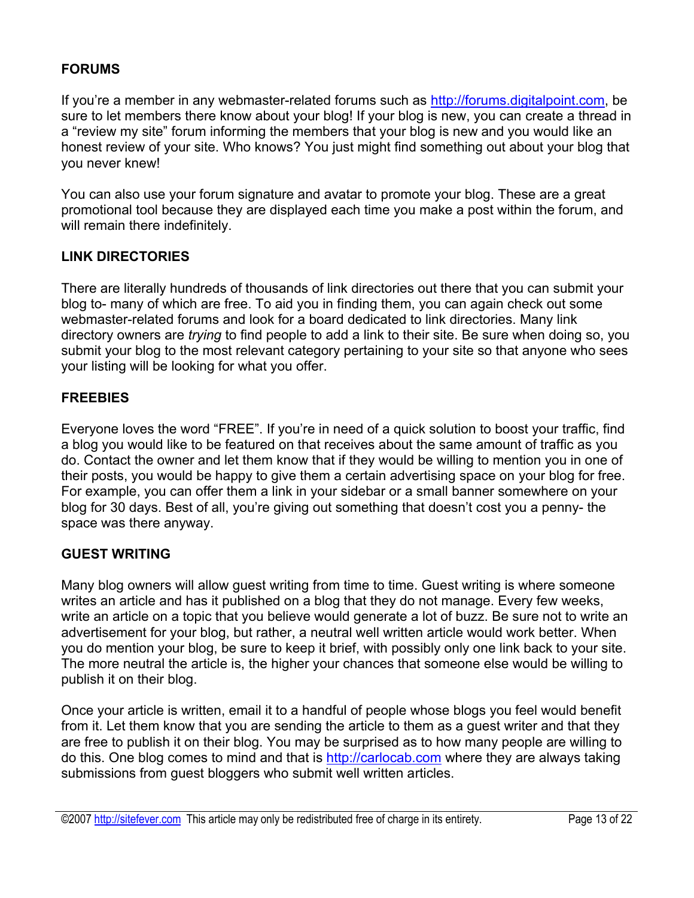### FORUMS

If you're a member in any webmaster-related forums such as http://forums.digitalpoint.com, be sure to let members there know about your blog! If your blog is new, you can create a thread in a "review my site" forum informing the members that your blog is new and you would like an honest review of your site. Who knows? You just might find something out about your blog that you never knew!

You can also use your forum signature and avatar to promote your blog. These are a great promotional tool because they are displayed each time you make a post within the forum, and will remain there indefinitely.

### LINK DIRECTORIES

There are literally hundreds of thousands of link directories out there that you can submit your blog to- many of which are free. To aid you in finding them, you can again check out some webmaster-related forums and look for a board dedicated to link directories. Many link directory owners are *trying* to find people to add a link to their site. Be sure when doing so, you submit your blog to the most relevant category pertaining to your site so that anyone who sees your listing will be looking for what you offer.

### FREEBIES

Everyone loves the word "FREE". If you're in need of a quick solution to boost your traffic, find a blog you would like to be featured on that receives about the same amount of traffic as you do. Contact the owner and let them know that if they would be willing to mention you in one of their posts, you would be happy to give them a certain advertising space on your blog for free. For example, you can offer them a link in your sidebar or a small banner somewhere on your blog for 30 days. Best of all, you're giving out something that doesn't cost you a penny- the space was there anyway.

### GUEST WRITING

Many blog owners will allow guest writing from time to time. Guest writing is where someone writes an article and has it published on a blog that they do not manage. Every few weeks, write an article on a topic that you believe would generate a lot of buzz. Be sure not to write an advertisement for your blog, but rather, a neutral well written article would work better. When you do mention your blog, be sure to keep it brief, with possibly only one link back to your site. The more neutral the article is, the higher your chances that someone else would be willing to publish it on their blog.

Once your article is written, email it to a handful of people whose blogs you feel would benefit from it. Let them know that you are sending the article to them as a guest writer and that they are free to publish it on their blog. You may be surprised as to how many people are willing to do this. One blog comes to mind and that is http://carlocab.com where they are always taking submissions from guest bloggers who submit well written articles.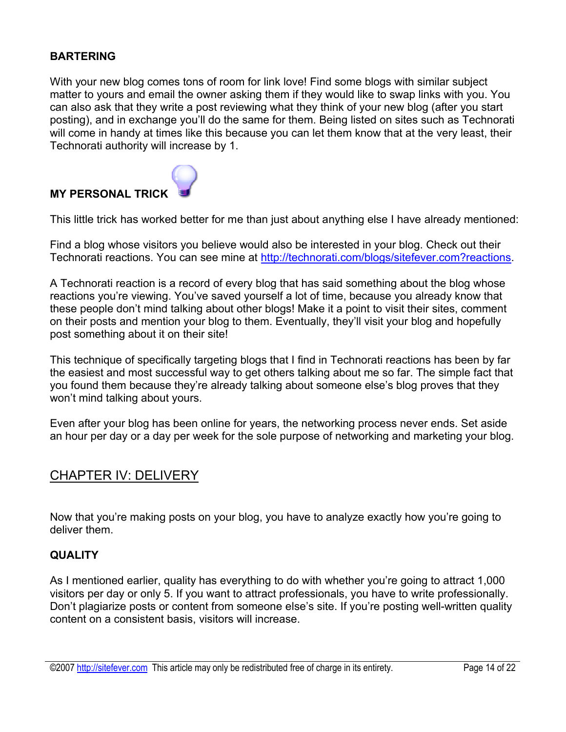**BARTERING**

With your new blog comes tons of room for link love! Find some blogs with similar subject matter to yours and email the owner asking them if they would like to swap links with you. You can also ask that they write a post reviewing what they think of your new blog (after you start posting), and in exchange you'll do the same for them. Being listed on sites such as Technorati will come in handy at times like this because you can let them know that at the very least, their Technorati authority will increase by 1.

**MY PERSONAL TRICK**

This little trick has worked better for me than just about anything else I have already mentioned:

Find a blog whose visitors you believe would also be interested in your blog. Check out their Technorati reactions. You can see mine at http://technorati.com/blogs/sitefever.com?reactions.

A Technorati reaction is a record of every blog that has said something about the blog whose reactions you're viewing. You've saved yourself a lot of time, because you already know that these people don't mind talking about other blogs! Make it a point to visit their sites, comment on their posts and mention your blog to them. Eventually, they'll visit your blog and hopefully post something about it on their site!

This technique of specifically targeting blogs that I find in Technorati reactions has been by far the easiest and most successful way to get others talking about me so far. The simple fact that you found them because they're already talking about someone else's blog proves that they won't mind talking about yours.

Even after your blog has been online for years, the networking process never ends. Set aside an hour per day or a day per week for the sole purpose of networking and marketing your blog.

## CHAPTER IV: DELIVERY

Now that you're making posts on your blog, you have to analyze exactly how you're going to deliver them.

**QUALITY**

As I mentioned earlier, quality has everything to do with whether you're going to attract 1,000 visitors per day or only 5. If you want to attract professionals, you have to write professionally. Don't plagiarize posts or content from someone else's site. If you're posting well-written quality content on a consistent basis, visitors will increase.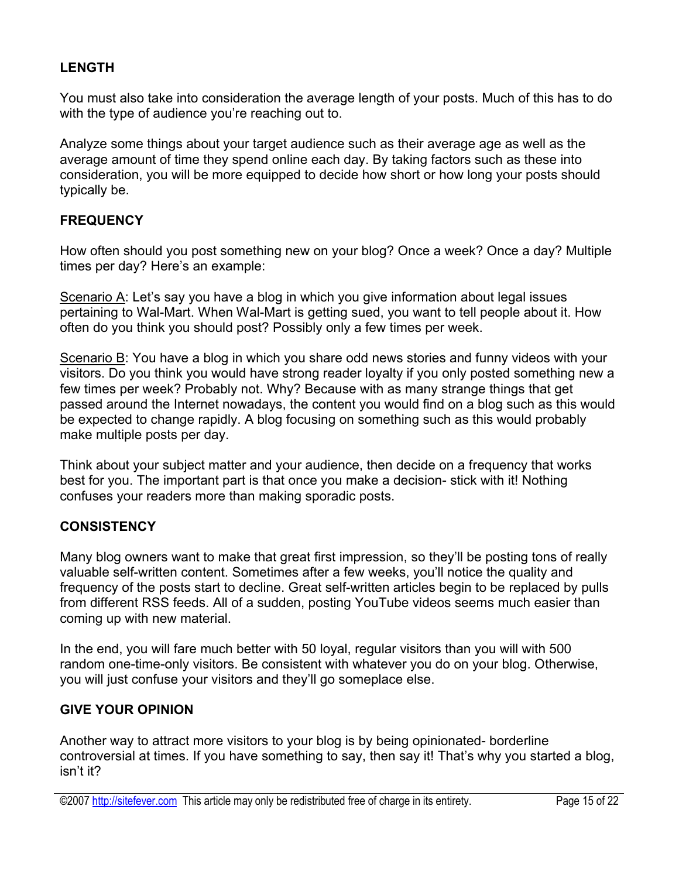## LENGTH

You must also take into consideration the average length of your posts. Much of this has to do with the type of audience you're reaching out to.

Analyze some things about your target audience such as their average age as well as the average amount of time they spend online each day. By taking factors such as these into consideration, you will be more equipped to decide how short or how long your posts should typically be.

## FREQUENCY

How often should you post something new on your blog? Once a week? Once a day? Multiple times per day? Here's an example:

Scenario A: Let's say you have a blog in which you give information about legal issues pertaining to Wal-Mart. When Wal-Mart is getting sued, you want to tell people about it. How often do you think you should post? Possibly only a few times per week.

Scenario B: You have a blog in which you share odd news stories and funny videos with your visitors. Do you think you would have strong reader loyalty if you only posted something new a few times per week? Probably not. Why? Because with as many strange things that get passed around the Internet nowadays, the content you would find on a blog such as this would be expected to change rapidly. A blog focusing on something such as this would probably make multiple posts per day.

Think about your subject matter and your audience, then decide on a frequency that works best for you. The important part is that once you make a decision- stick with it! Nothing confuses your readers more than making sporadic posts.

## CONSISTENCY

Many blog owners want to make that great first impression, so they'll be posting tons of really valuable self-written content. Sometimes after a few weeks, you'll notice the quality and frequency of the posts start to decline. Great self-written articles begin to be replaced by pulls from different RSS feeds. All of a sudden, posting YouTube videos seems much easier than coming up with new material.

In the end, you will fare much better with 50 loyal, regular visitors than you will with 500 random one-time-only visitors. Be consistent with whatever you do on your blog. Otherwise, you will just confuse your visitors and they'll go someplace else.

## GIVE YOUR OPINION

Another way to attract more visitors to your blog is by being opinionated- borderline controversial at times. If you have something to say, then say it! That's why you started a blog, isn't it?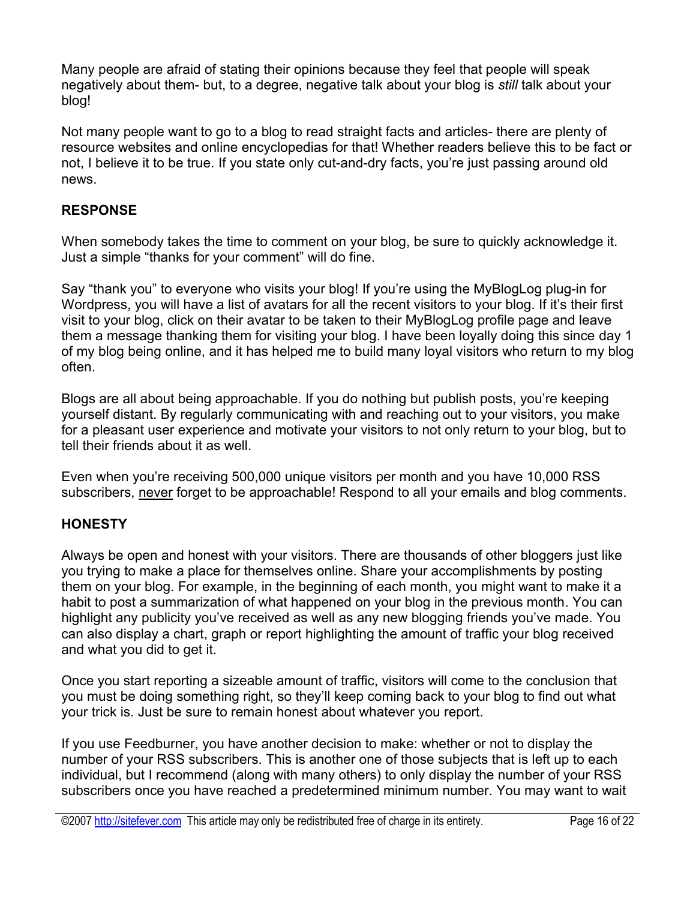Many people are afraid of stating their opinions because they feel that people will speak negatively about them- but, to a degree, negative talk about your blog is *still* talk about your blog!

Not many people want to go to a blog to read straight facts and articles- there are plenty of resource websites and online encyclopedias for that! Whether readers believe this to be fact or not, I believe it to be true. If you state only cut-and-dry facts, you're just passing around old news.

**RESPONSE**

When somebody takes the time to comment on your blog, be sure to quickly acknowledge it. Just a simple "thanks for your comment" will do fine.

Say "thank you" to everyone who visits your blog! If you're using the MyBlogLog plug-in for Wordpress, you will have a list of avatars for all the recent visitors to your blog. If it's their first visit to your blog, click on their avatar to be taken to their MyBlogLog profile page and leave them a message thanking them for visiting your blog. I have been loyally doing this since day 1 of my blog being online, and it has helped me to build many loyal visitors who return to my blog often.

Blogs are all about being approachable. If you do nothing but publish posts, you're keeping yourself distant. By regularly communicating with and reaching out to your visitors, you make for a pleasant user experience and motivate your visitors to not only return to your blog, but to tell their friends about it as well.

Even when you're receiving 500,000 unique visitors per month and you have 10,000 RSS subscribers, <u>never</u> forget to be approachable! Respond to all your emails and blog comments.

**HONESTY**

Always be open and honest with your visitors. There are thousands of other bloggers just like you trying to make a place for themselves online. Share your accomplishments by posting them on your blog. For example, in the beginning of each month, you might want to make it a habit to post a summarization of what happened on your blog in the previous month. You can highlight any publicity you've received as well as any new blogging friends you've made. You can also display a chart, graph or report highlighting the amount of traffic your blog received and what you did to get it.

Once you start reporting a sizeable amount of traffic, visitors will come to the conclusion that you must be doing something right, so they'll keep coming back to your blog to find out what your trick is. Just be sure to remain honest about whatever you report.

If you use Feedburner, you have another decision to make: whether or not to display the number of your RSS subscribers. This is another one of those subjects that is left up to each individual, but I recommend (along with many others) to only display the number of your RSS subscribers once you have reached a predetermined minimum number. You may want to wait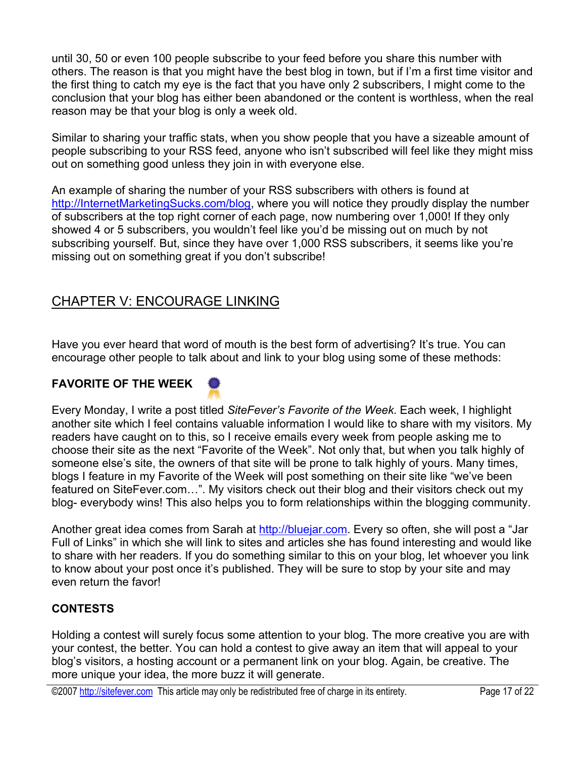until 30, 50 or even 100 people subscribe to your feed before you share this number with others. The reason is that you might have the best blog in town, but if I'm a first time visitor and the first thing to catch my eye is the fact that you have only 2 subscribers, I might come to the conclusion that your blog has either been abandoned or the content is worthless, when the real reason may be that your blog is only a week old.

Similar to sharing your traffic stats, when you show people that you have a sizeable amount of people subscribing to your RSS feed, anyone who isn't subscribed will feel like they might miss out on something good unless they join in with everyone else.

An example of sharing the number of your RSS subscribers with others is found at http://InternetMarketingSucks.com/blog, where you will notice they proudly display the number of subscribers at the top right corner of each page, now numbering over 1,000! If they only showed 4 or 5 subscribers, you wouldn't feel like you'd be missing out on much by not subscribing yourself. But, since they have over 1,000 RSS subscribers, it seems like you're missing out on something great if you don't subscribe!

## CHAPTER V: ENCOURAGE LINKING

Have you ever heard that word of mouth is the best form of advertising? It's true. You can encourage other people to talk about and link to your blog using some of these methods:

### FAVORITE OF THE WEEK

Every Monday, I write a post titled *SiteFever's Favorite of the Week*. Each week, I highlight another site which I feel contains valuable information I would like to share with my visitors. My readers have caught on to this, so I receive emails every week from people asking me to choose their site as the next "Favorite of the Week". Not only that, but when you talk highly of someone else's site, the owners of that site will be prone to talk highly of yours. Many times, blogs I feature in my Favorite of the Week will post something on their site like "we've been featured on SiteFever.com…". My visitors check out their blog and their visitors check out my blog- everybody wins! This also helps you to form relationships within the blogging community.

Another great idea comes from Sarah at http://bluejar.com. Every so often, she will post a "Jar Full of Links" in which she will link to sites and articles she has found interesting and would like to share with her readers. If you do something similar to this on your blog, let whoever you link to know about your post once it's published. They will be sure to stop by your site and may even return the favor!

### CONTESTS

Holding a contest will surely focus some attention to your blog. The more creative you are with your contest, the better. You can hold a contest to give away an item that will appeal to your blog's visitors, a hosting account or a permanent link on your blog. Again, be creative. The more unique your idea, the more buzz it will generate.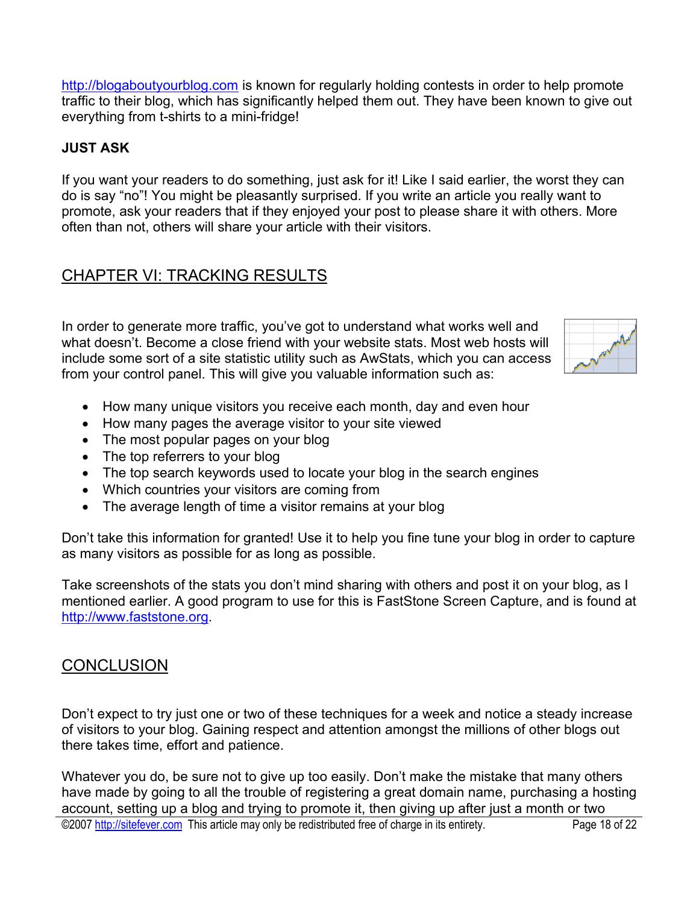http://blogaboutyourblog.com is known for regularly holding contests in order to help promote traffic to their blog, which has significantly helped them out. They have been known to give out everything from t-shirts to a mini-fridge!

**JUST ASK**

If you want your readers to do something, just ask for it! Like I said earlier, the worst they can do is say "no"! You might be pleasantly surprised. If you write an article you really want to promote, ask your readers that if they enjoyed your post to please share it with others. More often than not, others will share your article with their visitors.

## CHAPTER VI: TRACKING RESULTS

In order to generate more traffic, you've got to understand what works well and what doesn't. Become a close friend with your website stats. Most web hosts will include some sort of a site statistic utility such as AwStats, which you can access from your control panel. This will give you valuable information such as:

- How many unique visitors you receive each month, day and even hour
- How many pages the average visitor to your site viewed
- The most popular pages on your blog
- The top referrers to your blog
- The top search keywords used to locate your blog in the search engines
- Which countries your visitors are coming from
- The average length of time a visitor remains at your blog

Don't take this information for granted! Use it to help you fine tune your blog in order to capture as many visitors as possible for as long as possible.

Take screenshots of the stats you don't mind sharing with others and post it on your blog, as I mentioned earlier. A good program to use for this is FastStone Screen Capture, and is found at http://www.faststone.org.

## CONCLUSION

Don't expect to try just one or two of these techniques for a week and notice a steady increase of visitors to your blog. Gaining respect and attention amongst the millions of other blogs out there takes time, effort and patience.

Whatever you do, be sure not to give up too easily. Don't make the mistake that many others have made by going to all the trouble of registering a great domain name, purchasing a hosting account, setting up a blog and trying to promote it, then giving up after just a month or two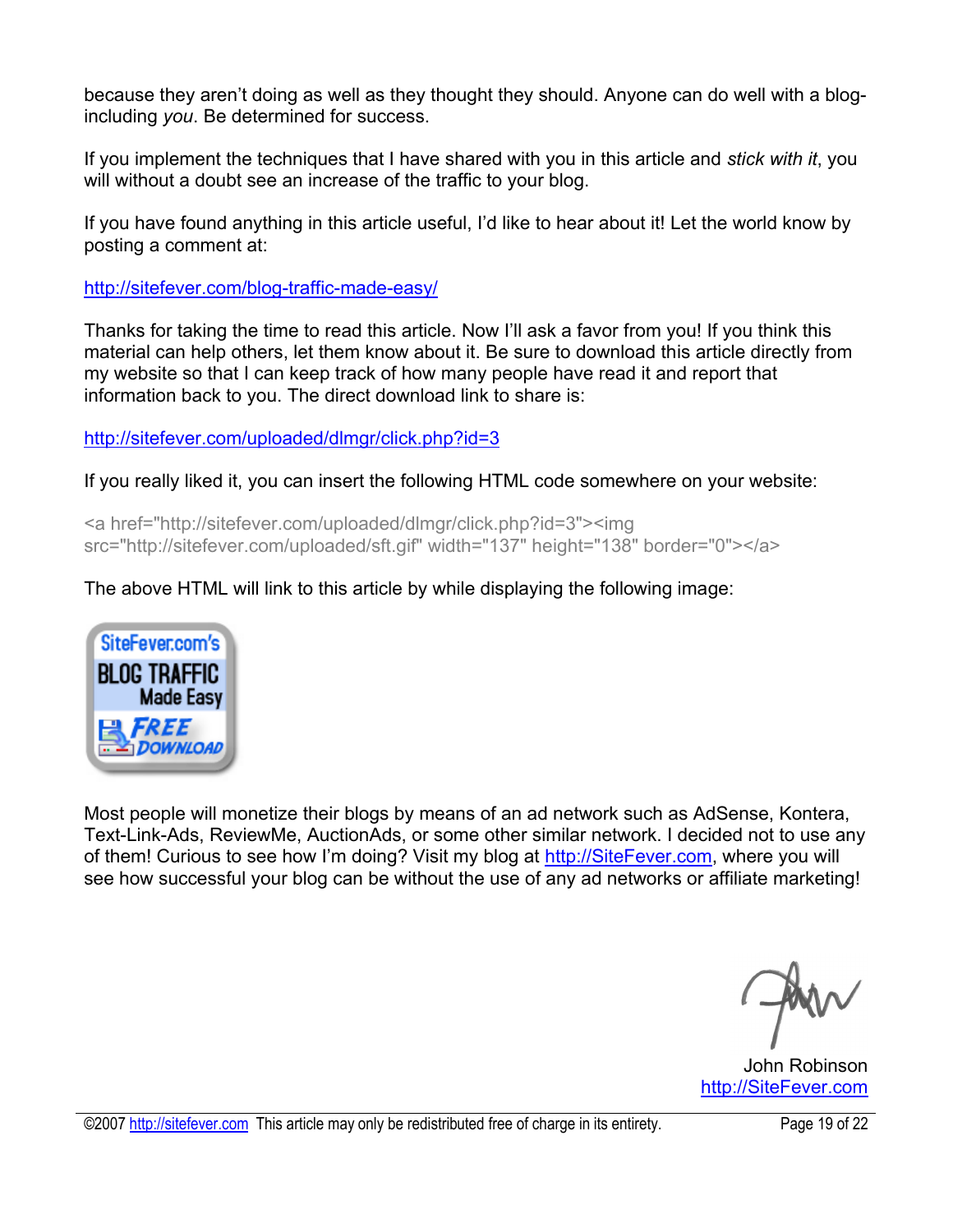because they aren't doing as well as they thought they should. Anyone can do well with a blog- including *you*. Be determined for success.

If you implement the techniques that I have shared with you in this article and *stick with it*, you will without a doubt see an increase of the traffic to your blog.

If you have found anything in this article useful, I'd like to hear about it! Let the world know by posting a comment at:

http://sitefever.com/blog-traffic-made-easy/

Thanks for taking the time to read this article. Now I'll ask a favor from you! If you think this material can help others, let them know about it. Be sure to download this article directly from my website so that I can keep track of how many people have read it and report that information back to you. The direct download link to share is:

http://sitefever.com/uploaded/dlmgr/click.php?id=3

If you really liked it, you can insert the following HTML code somewhere on your website:

```
<a href="http://sitefever.com/uploaded/dlmgr/click.php?id=3"><img src="http://sitefever.com/uploaded/sft.gif" width="137" height="138" border="0"></a>
```

The above HTML will link to this article by while displaying the following image:

SiteFever.com's BLOG TRAFFIC Made Easy FREE DOWNLOAD

Most people will monetize their blogs by means of an ad network such as AdSense, Kontera, Text-Link-Ads, ReviewMe, AuctionAds, or some other similar network. I decided not to use any of them! Curious to see how I'm doing? Visit my blog at http://SiteFever.com, where you will see how successful your blog can be without the use of any ad networks or affiliate marketing!

John Robinson
http://SiteFever.com

©2007 http://sitefever.com This article may only be redistributed free of charge in its entirety.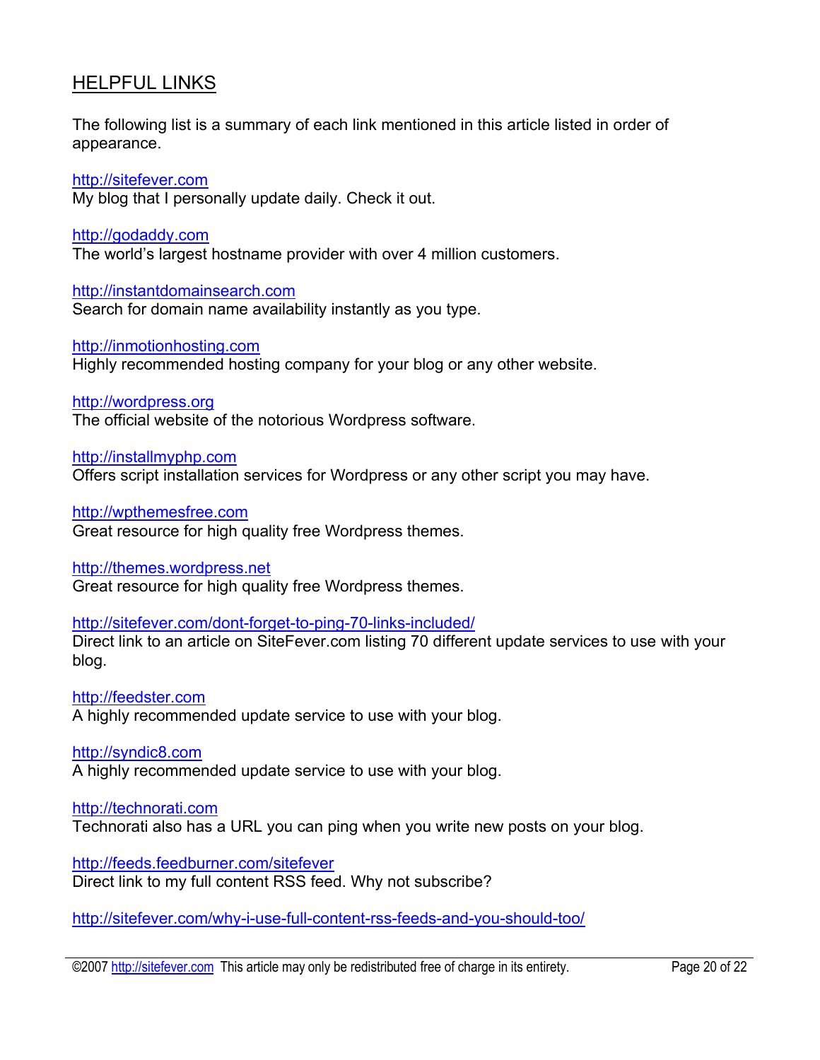## HELPFUL LINKS

The following list is a summary of each link mentioned in this article listed in order of appearance.

http://sitefever.com
My blog that I personally update daily. Check it out.

http://godaddy.com
The world's largest hostname provider with over 4 million customers.

http://instantdomainsearch.com
Search for domain name availability instantly as you type.

http://inmotionhosting.com
Highly recommended hosting company for your blog or any other website.

http://wordpress.org
The official website of the notorious Wordpress software.

http://installmyphp.com
Offers script installation services for Wordpress or any other script you may have.

http://wpthemesfree.com
Great resource for high quality free Wordpress themes.

http://themes.wordpress.net
Great resource for high quality free Wordpress themes.

http://sitefever.com/dont-forget-to-ping-70-links-included/
Direct link to an article on SiteFever.com listing 70 different update services to use with your blog.

http://feedster.com
A highly recommended update service to use with your blog.

http://syndic8.com
A highly recommended update service to use with your blog.

http://technorati.com
Technorati also has a URL you can ping when you write new posts on your blog.

http://feeds.feedburner.com/sitefever
Direct link to my full content RSS feed. Why not subscribe?

http://sitefever.com/why-i-use-full-content-rss-feeds-and-you-should-too/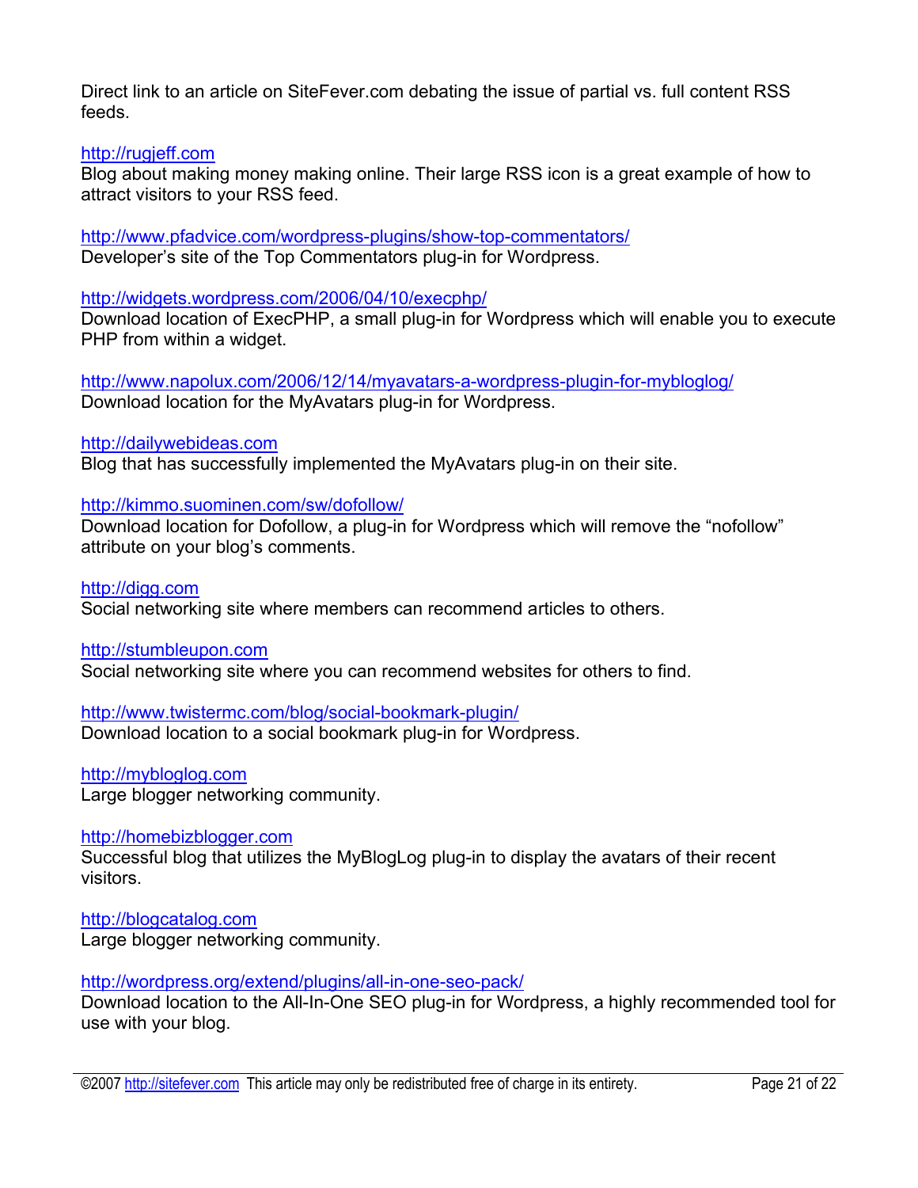Direct link to an article on SiteFever.com debating the issue of partial vs. full content RSS feeds.

http://rugjeff.com
Blog about making money making online. Their large RSS icon is a great example of how to attract visitors to your RSS feed.

http://www.pfadvice.com/wordpress-plugins/show-top-commentators/
Developer's site of the Top Commentators plug-in for Wordpress.

http://widgets.wordpress.com/2006/04/10/execphp/
Download location of ExecPHP, a small plug-in for Wordpress which will enable you to execute PHP from within a widget.

http://www.napolux.com/2006/12/14/myavatars-a-wordpress-plugin-for-mybloglog/
Download location for the MyAvatars plug-in for Wordpress.

http://dailywebideas.com
Blog that has successfully implemented the MyAvatars plug-in on their site.

http://kimmo.suominen.com/sw/dofollow/
Download location for Dofollow, a plug-in for Wordpress which will remove the "nofollow" attribute on your blog's comments.

http://digg.com
Social networking site where members can recommend articles to others.

http://stumbleupon.com
Social networking site where you can recommend websites for others to find.

http://www.twistermc.com/blog/social-bookmark-plugin/
Download location to a social bookmark plug-in for Wordpress.

http://mybloglog.com
Large blogger networking community.

http://homebizblogger.com
Successful blog that utilizes the MyBlogLog plug-in to display the avatars of their recent visitors.

http://blogcatalog.com
Large blogger networking community.

http://wordpress.org/extend/plugins/all-in-one-seo-pack/
Download location to the All-In-One SEO plug-in for Wordpress, a highly recommended tool for use with your blog.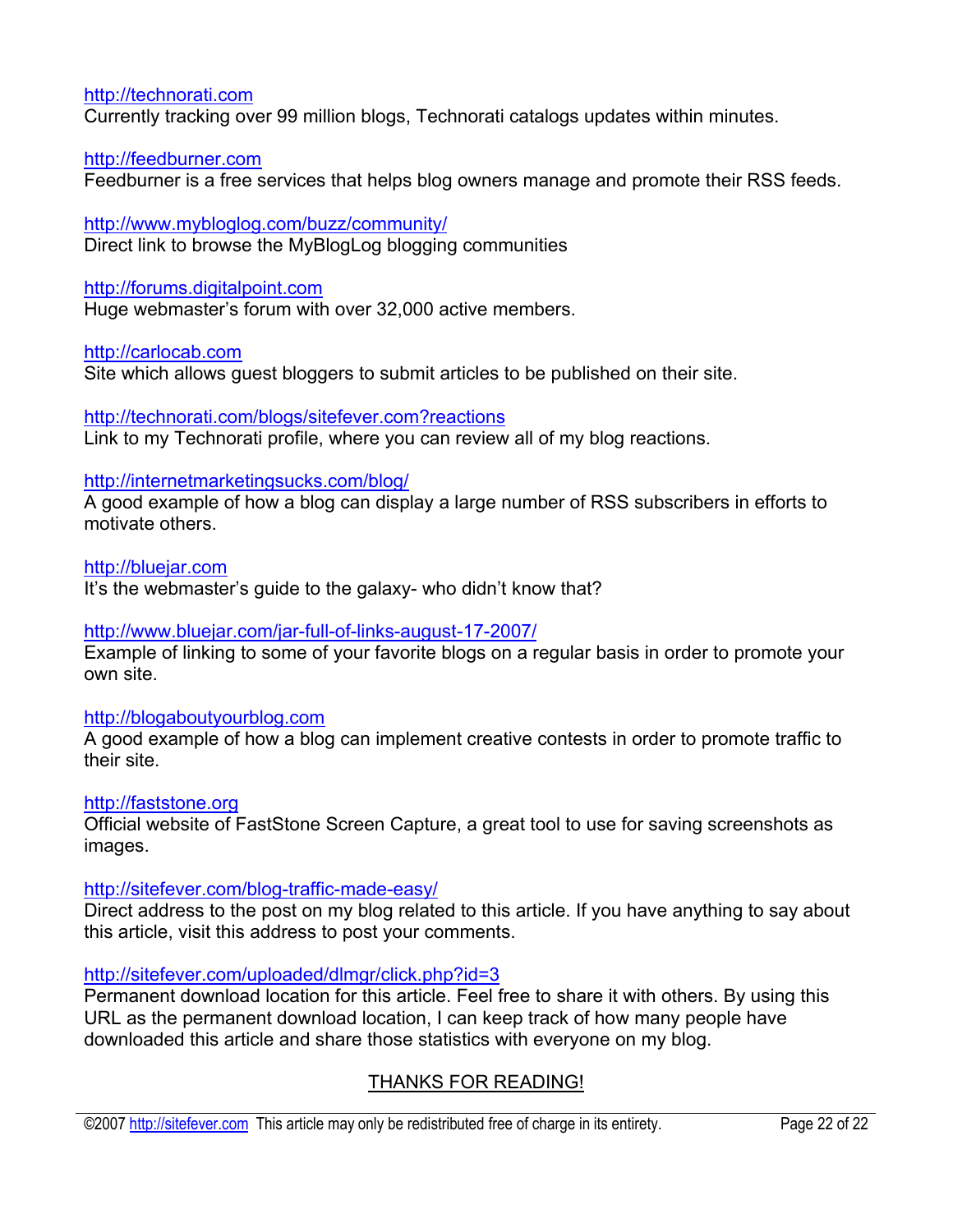http://technorati.com
Currently tracking over 99 million blogs, Technorati catalogs updates within minutes.

http://feedburner.com
Feedburner is a free services that helps blog owners manage and promote their RSS feeds.

http://www.mybloglog.com/buzz/community/
Direct link to browse the MyBlogLog blogging communities

http://forums.digitalpoint.com
Huge webmaster's forum with over 32,000 active members.

http://carlocab.com
Site which allows guest bloggers to submit articles to be published on their site.

http://technorati.com/blogs/sitefever.com?reactions
Link to my Technorati profile, where you can review all of my blog reactions.

http://internetmarketingsucks.com/blog/
A good example of how a blog can display a large number of RSS subscribers in efforts to motivate others.

http://bluejar.com
It's the webmaster's guide to the galaxy- who didn't know that?

http://www.bluejar.com/jar-full-of-links-august-17-2007/
Example of linking to some of your favorite blogs on a regular basis in order to promote your own site.

http://blogaboutyourblog.com
A good example of how a blog can implement creative contests in order to promote traffic to their site.

http://faststone.org
Official website of FastStone Screen Capture, a great tool to use for saving screenshots as images.

http://sitefever.com/blog-traffic-made-easy/
Direct address to the post on my blog related to this article. If you have anything to say about this article, visit this address to post your comments.

http://sitefever.com/uploaded/dlmgr/click.php?id=3
Permanent download location for this article. Feel free to share it with others. By using this URL as the permanent download location, I can keep track of how many people have downloaded this article and share those statistics with everyone on my blog.

THANKS FOR READING!